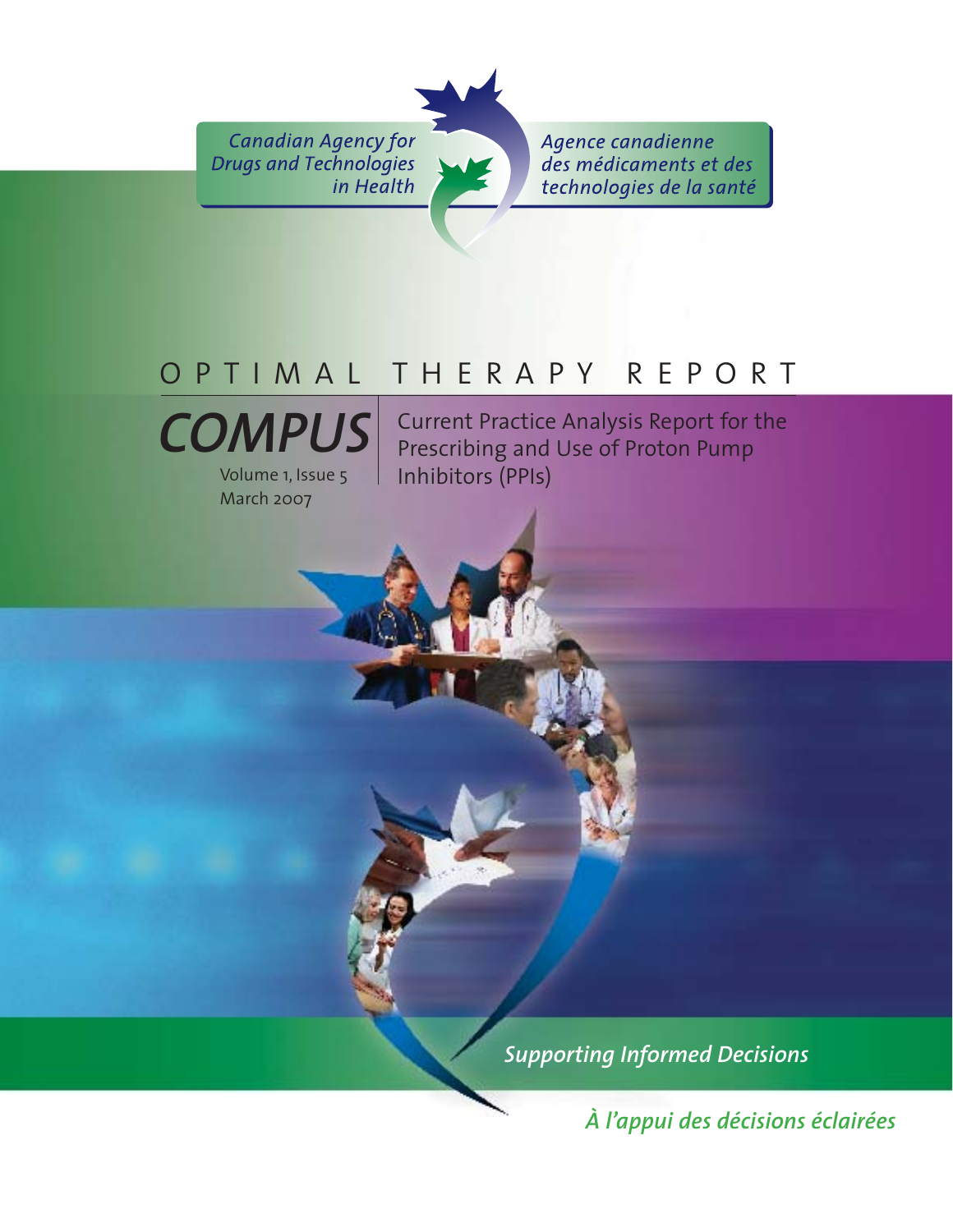Canadian Agency for Drugs and Technologies in Health

Agence canadienne des médicaments et des technologies de la santé

# OPTIMAL THERAPY REPORT

## COMPUS

Volume 1, Issue 5
March 2007

## Current Practice Analysis Report for the Prescribing and Use of Proton Pump Inhibitors (PPIs)

*Supporting Informed Decisions*

*À l'appui des décisions éclairées*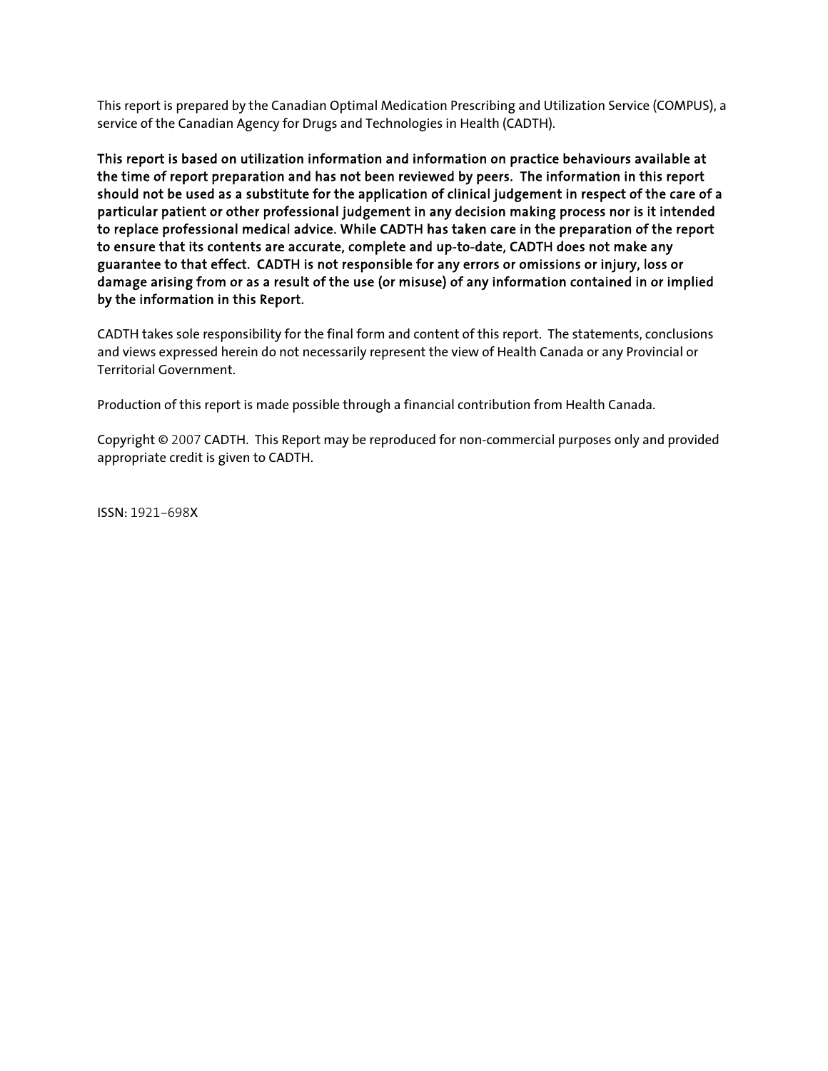This report is prepared by the Canadian Optimal Medication Prescribing and Utilization Service (COMPUS), a service of the Canadian Agency for Drugs and Technologies in Health (CADTH).

**This report is based on utilization information and information on practice behaviours available at the time of report preparation and has not been reviewed by peers. The information in this report should not be used as a substitute for the application of clinical judgement in respect of the care of a particular patient or other professional judgement in any decision making process nor is it intended to replace professional medical advice. While CADTH has taken care in the preparation of the report to ensure that its contents are accurate, complete and up-to-date, CADTH does not make any guarantee to that effect. CADTH is not responsible for any errors or omissions or injury, loss or damage arising from or as a result of the use (or misuse) of any information contained in or implied by the information in this Report.**

CADTH takes sole responsibility for the final form and content of this report. The statements, conclusions and views expressed herein do not necessarily represent the view of Health Canada or any Provincial or Territorial Government.

Production of this report is made possible through a financial contribution from Health Canada.

Copyright © 2007 CADTH. This Report may be reproduced for non-commercial purposes only and provided appropriate credit is given to CADTH.

ISSN: 1921–698X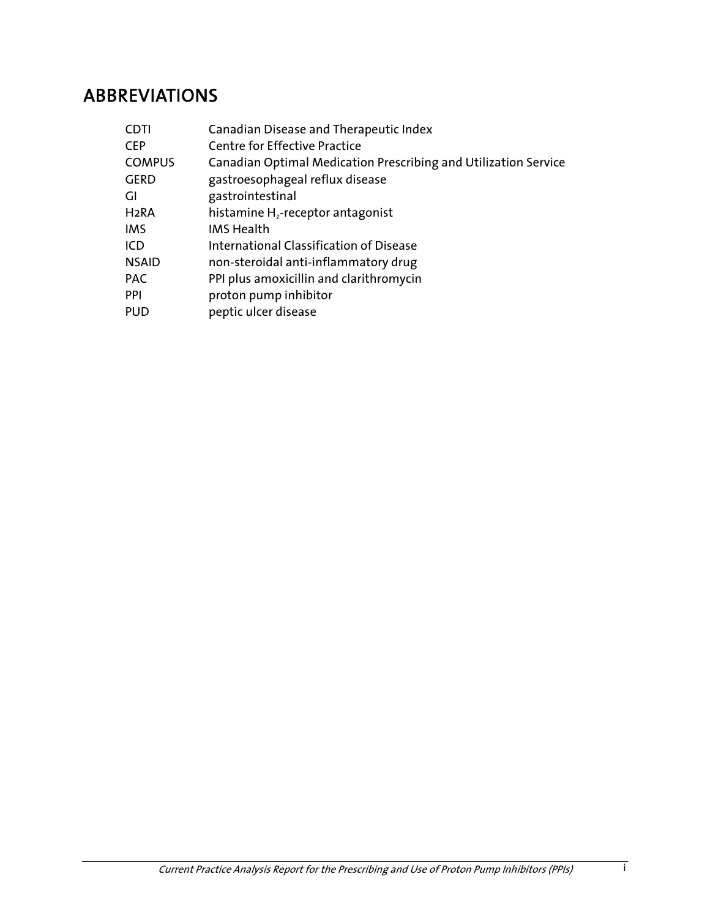# ABBREVIATIONS

| | |
|---|---|
| CDTI | Canadian Disease and Therapeutic Index |
| CEP | Centre for Effective Practice |
| COMPUS | Canadian Optimal Medication Prescribing and Utilization Service |
| GERD | gastroesophageal reflux disease |
| GI | gastrointestinal |
| H2RA | histamine $H_2$-receptor antagonist |
| IMS | IMS Health |
| ICD | International Classification of Disease |
| NSAID | non-steroidal anti-inflammatory drug |
| PAC | PPI plus amoxicillin and clarithromycin |
| PPI | proton pump inhibitor |
| PUD | peptic ulcer disease |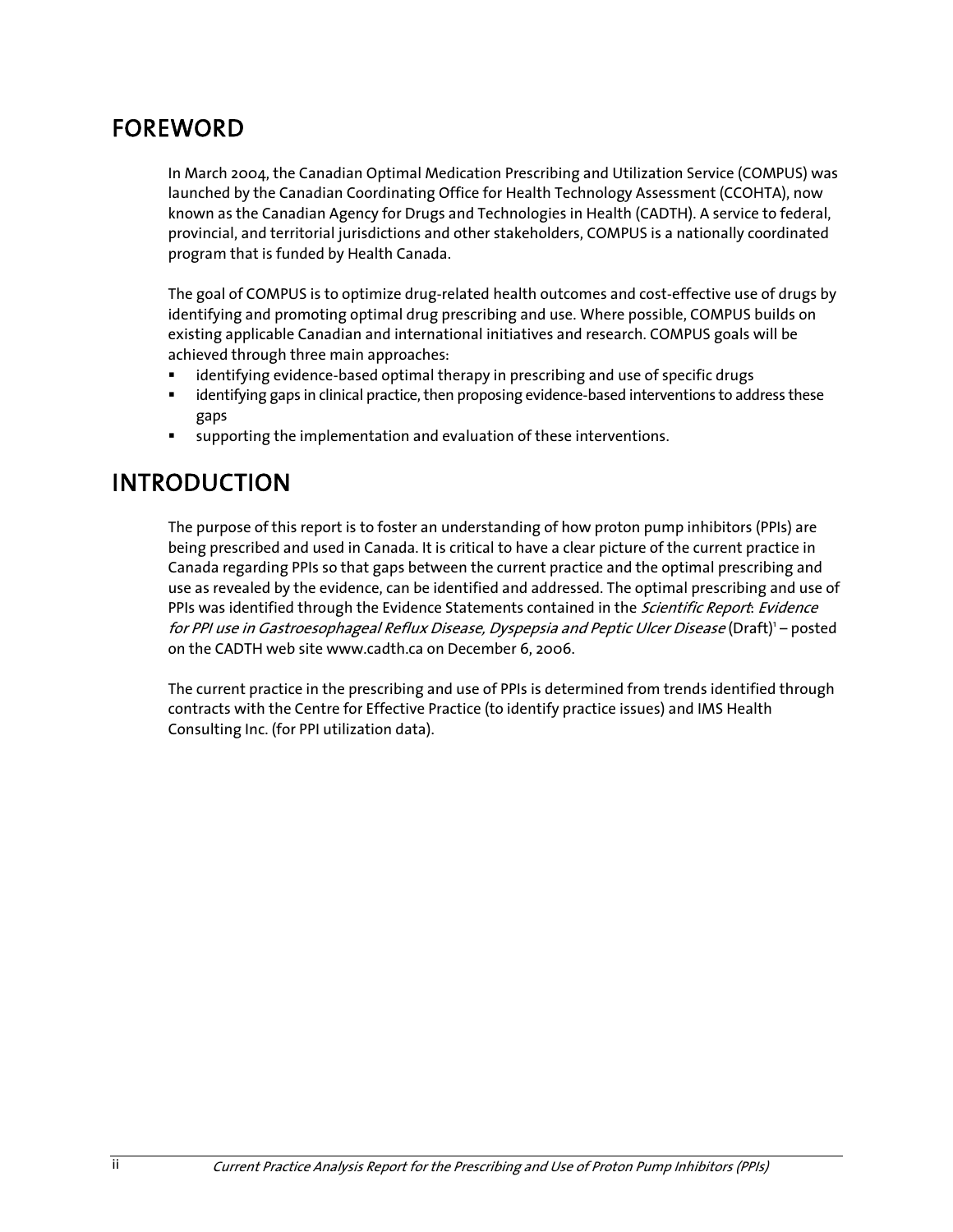# FOREWORD

In March 2004, the Canadian Optimal Medication Prescribing and Utilization Service (COMPUS) was launched by the Canadian Coordinating Office for Health Technology Assessment (CCOHTA), now known as the Canadian Agency for Drugs and Technologies in Health (CADTH). A service to federal, provincial, and territorial jurisdictions and other stakeholders, COMPUS is a nationally coordinated program that is funded by Health Canada.

The goal of COMPUS is to optimize drug-related health outcomes and cost-effective use of drugs by identifying and promoting optimal drug prescribing and use. Where possible, COMPUS builds on existing applicable Canadian and international initiatives and research. COMPUS goals will be achieved through three main approaches:

- identifying evidence-based optimal therapy in prescribing and use of specific drugs
- identifying gaps in clinical practice, then proposing evidence-based interventions to address these gaps
- supporting the implementation and evaluation of these interventions.

# INTRODUCTION

The purpose of this report is to foster an understanding of how proton pump inhibitors (PPIs) are being prescribed and used in Canada. It is critical to have a clear picture of the current practice in Canada regarding PPIs so that gaps between the current practice and the optimal prescribing and use as revealed by the evidence, can be identified and addressed. The optimal prescribing and use of PPIs was identified through the Evidence Statements contained in the *Scientific Report*: *Evidence for PPI use in Gastroesophageal Reflux Disease, Dyspepsia and Peptic Ulcer Disease* (Draft)[1] – posted on the CADTH web site www.cadth.ca on December 6, 2006.

The current practice in the prescribing and use of PPIs is determined from trends identified through contracts with the Centre for Effective Practice (to identify practice issues) and IMS Health Consulting Inc. (for PPI utilization data).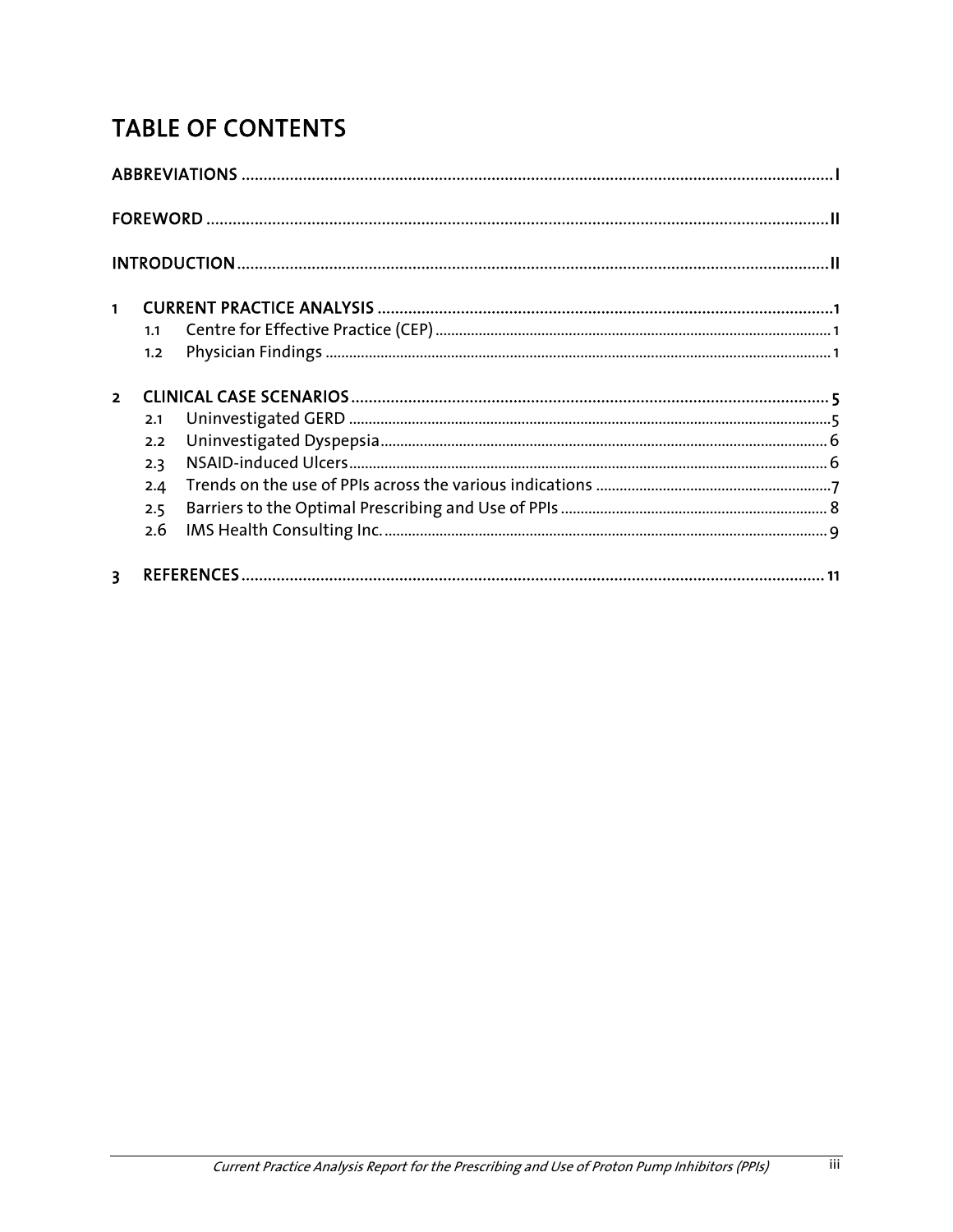# TABLE OF CONTENTS

ABBREVIATIONS .......... I

FOREWORD .......... II

INTRODUCTION .......... II

1 CURRENT PRACTICE ANALYSIS .......... 1
- 1.1 Centre for Effective Practice (CEP) .......... 1
- 1.2 Physician Findings .......... 1

2 CLINICAL CASE SCENARIOS .......... 5
- 2.1 Uninvestigated GERD .......... 5
- 2.2 Uninvestigated Dyspepsia .......... 6
- 2.3 NSAID-induced Ulcers .......... 6
- 2.4 Trends on the use of PPIs across the various indications .......... 7
- 2.5 Barriers to the Optimal Prescribing and Use of PPIs .......... 8
- 2.6 IMS Health Consulting Inc. .......... 9

3 REFERENCES .......... 11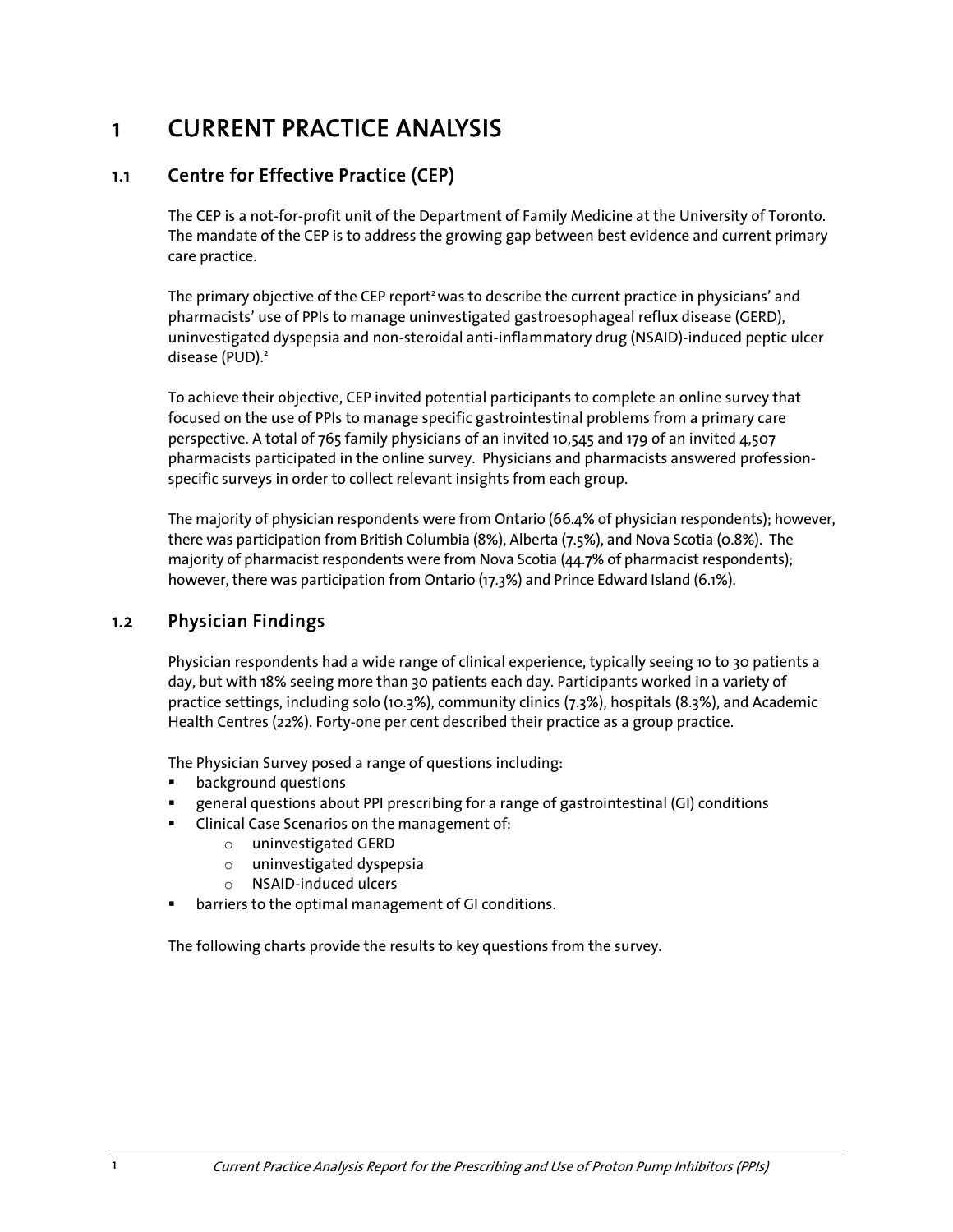# 1 CURRENT PRACTICE ANALYSIS

## 1.1 Centre for Effective Practice (CEP)

The CEP is a not-for-profit unit of the Department of Family Medicine at the University of Toronto. The mandate of the CEP is to address the growing gap between best evidence and current primary care practice.

The primary objective of the CEP report[2] was to describe the current practice in physicians' and pharmacists' use of PPIs to manage uninvestigated gastroesophageal reflux disease (GERD), uninvestigated dyspepsia and non-steroidal anti-inflammatory drug (NSAID)-induced peptic ulcer disease (PUD).[2]

To achieve their objective, CEP invited potential participants to complete an online survey that focused on the use of PPIs to manage specific gastrointestinal problems from a primary care perspective. A total of 765 family physicians of an invited 10,545 and 179 of an invited 4,507 pharmacists participated in the online survey. Physicians and pharmacists answered profession-specific surveys in order to collect relevant insights from each group.

The majority of physician respondents were from Ontario (66.4% of physician respondents); however, there was participation from British Columbia (8%), Alberta (7.5%), and Nova Scotia (0.8%). The majority of pharmacist respondents were from Nova Scotia (44.7% of pharmacist respondents); however, there was participation from Ontario (17.3%) and Prince Edward Island (6.1%).

## 1.2 Physician Findings

Physician respondents had a wide range of clinical experience, typically seeing 10 to 30 patients a day, but with 18% seeing more than 30 patients each day. Participants worked in a variety of practice settings, including solo (10.3%), community clinics (7.3%), hospitals (8.3%), and Academic Health Centres (22%). Forty-one per cent described their practice as a group practice.

The Physician Survey posed a range of questions including:

- background questions
- general questions about PPI prescribing for a range of gastrointestinal (GI) conditions
- Clinical Case Scenarios on the management of:
    - uninvestigated GERD
    - uninvestigated dyspepsia
    - NSAID-induced ulcers
- barriers to the optimal management of GI conditions.

The following charts provide the results to key questions from the survey.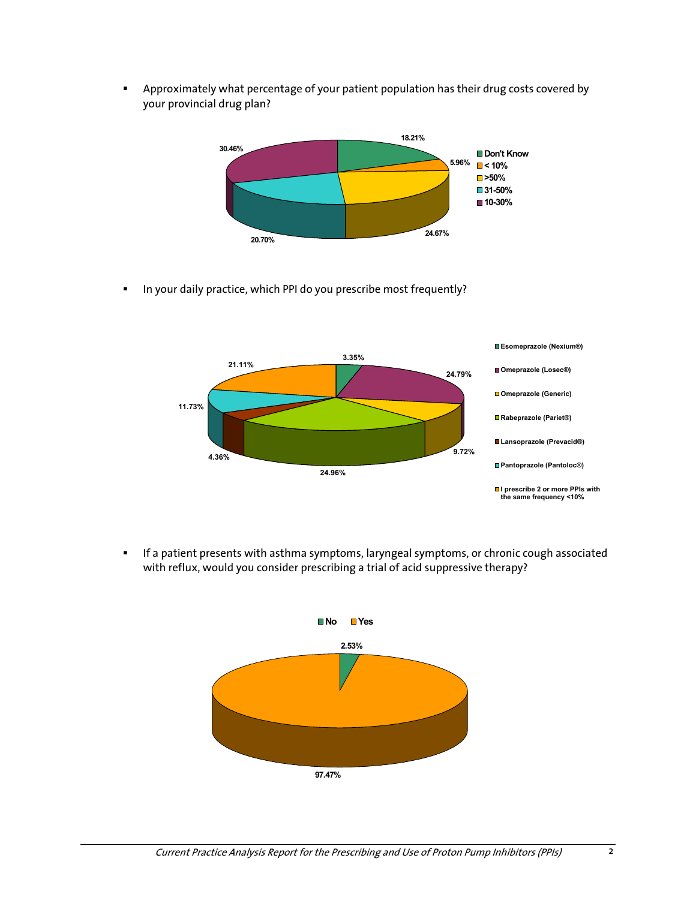- Approximately what percentage of your patient population has their drug costs covered by your provincial drug plan?

| Response | Percentage |
| --- | --- |
| Don't Know | 18.21% |
| < 10% | 5.96% |
| >50% | 24.67% |
| 31-50% | 20.70% |
| 10-30% | 30.46% |

- In your daily practice, which PPI do you prescribe most frequently?

| Response | Percentage |
| --- | --- |
| Esomeprazole (Nexium®) | 3.35% |
| Omeprazole (Losec®) | 24.79% |
| Omeprazole (Generic) | 9.72% |
| Rabeprazole (Pariet®) | 24.96% |
| Lansoprazole (Prevacid®) | 4.36% |
| Pantoprazole (Pantoloc®) | 11.73% |
| I prescribe 2 or more PPIs with the same frequency <10% | 21.11% |

- If a patient presents with asthma symptoms, laryngeal symptoms, or chronic cough associated with reflux, would you consider prescribing a trial of acid suppressive therapy?

| Response | Percentage |
| --- | --- |
| No | 2.53% |
| Yes | 97.47% |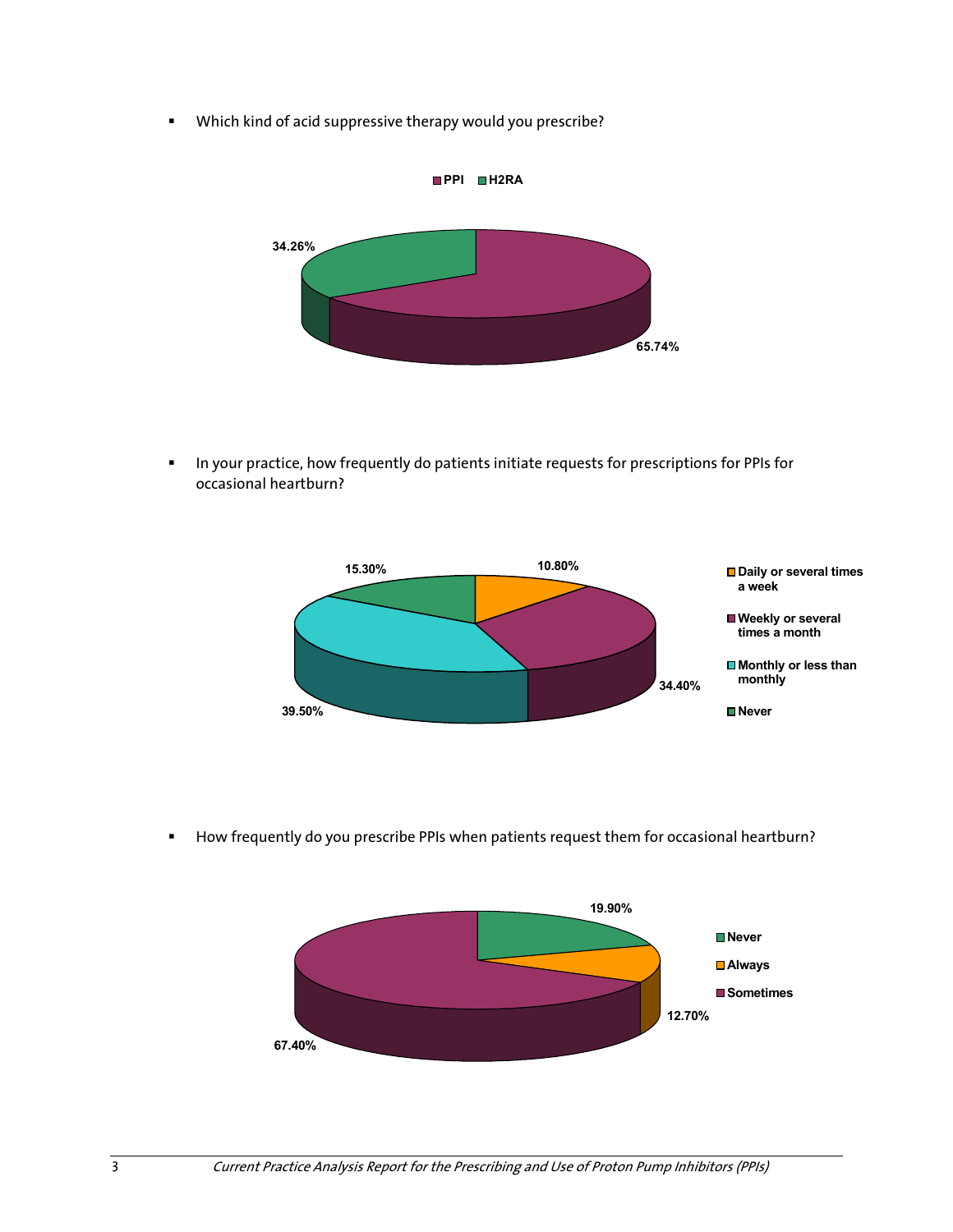- Which kind of acid suppressive therapy would you prescribe?

| Therapy | Percentage |
| --- | --- |
| PPI | 65.74% |
| H2RA | 34.26% |

- In your practice, how frequently do patients initiate requests for prescriptions for PPIs for occasional heartburn?

| Frequency | Percentage |
| --- | --- |
| Daily or several times a week | 10.80% |
| Weekly or several times a month | 34.40% |
| Monthly or less than monthly | 39.50% |
| Never | 15.30% |

- How frequently do you prescribe PPIs when patients request them for occasional heartburn?

| Frequency | Percentage |
| --- | --- |
| Never | 19.90% |
| Always | 12.70% |
| Sometimes | 67.40% |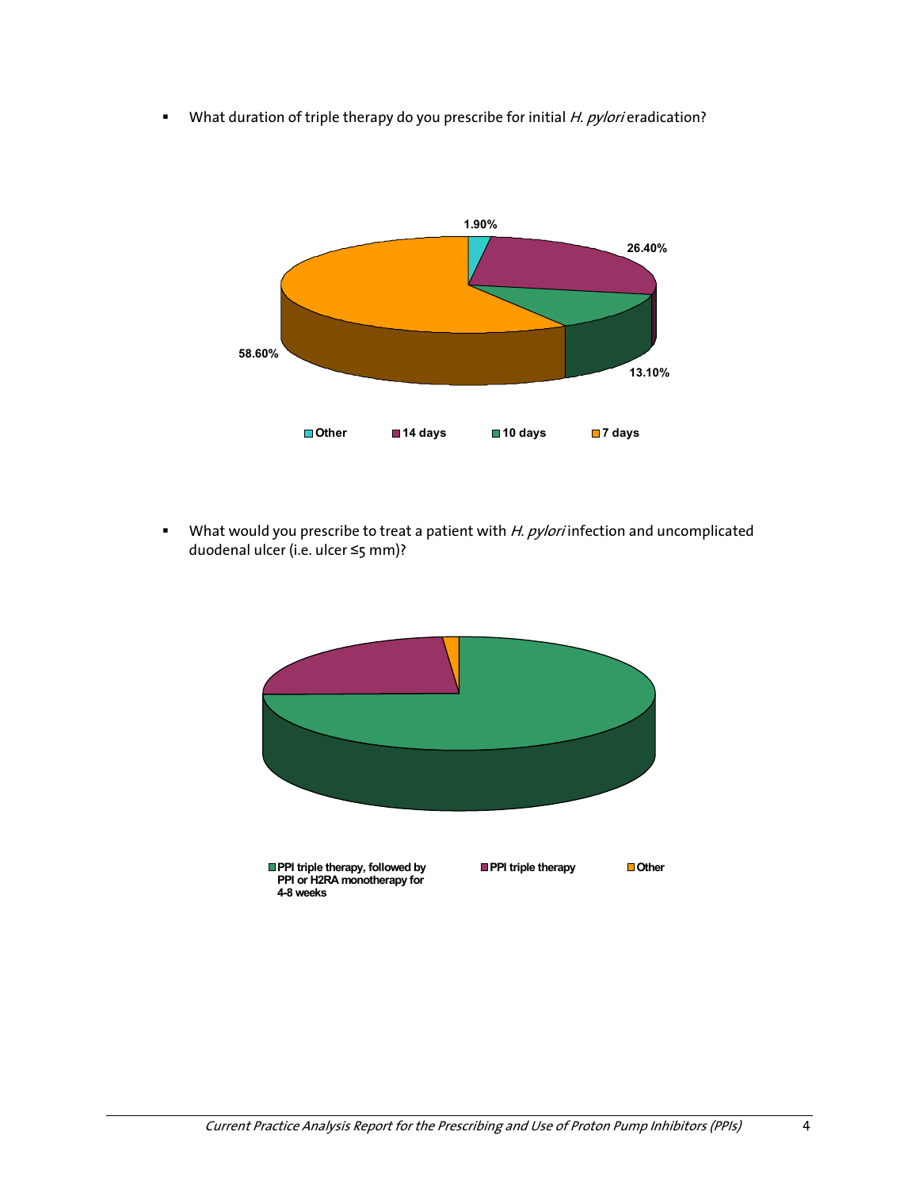- What duration of triple therapy do you prescribe for initial *H. pylori* eradication?

| Duration | Percentage |
|---|---|
| Other | 1.90% |
| 14 days | 26.40% |
| 10 days | 13.10% |
| 7 days | 58.60% |

- What would you prescribe to treat a patient with *H. pylori* infection and uncomplicated duodenal ulcer (i.e. ulcer ≤5 mm)?

Legend: PPI triple therapy, followed by PPI or H2RA monotherapy for 4-8 weeks; PPI triple therapy; Other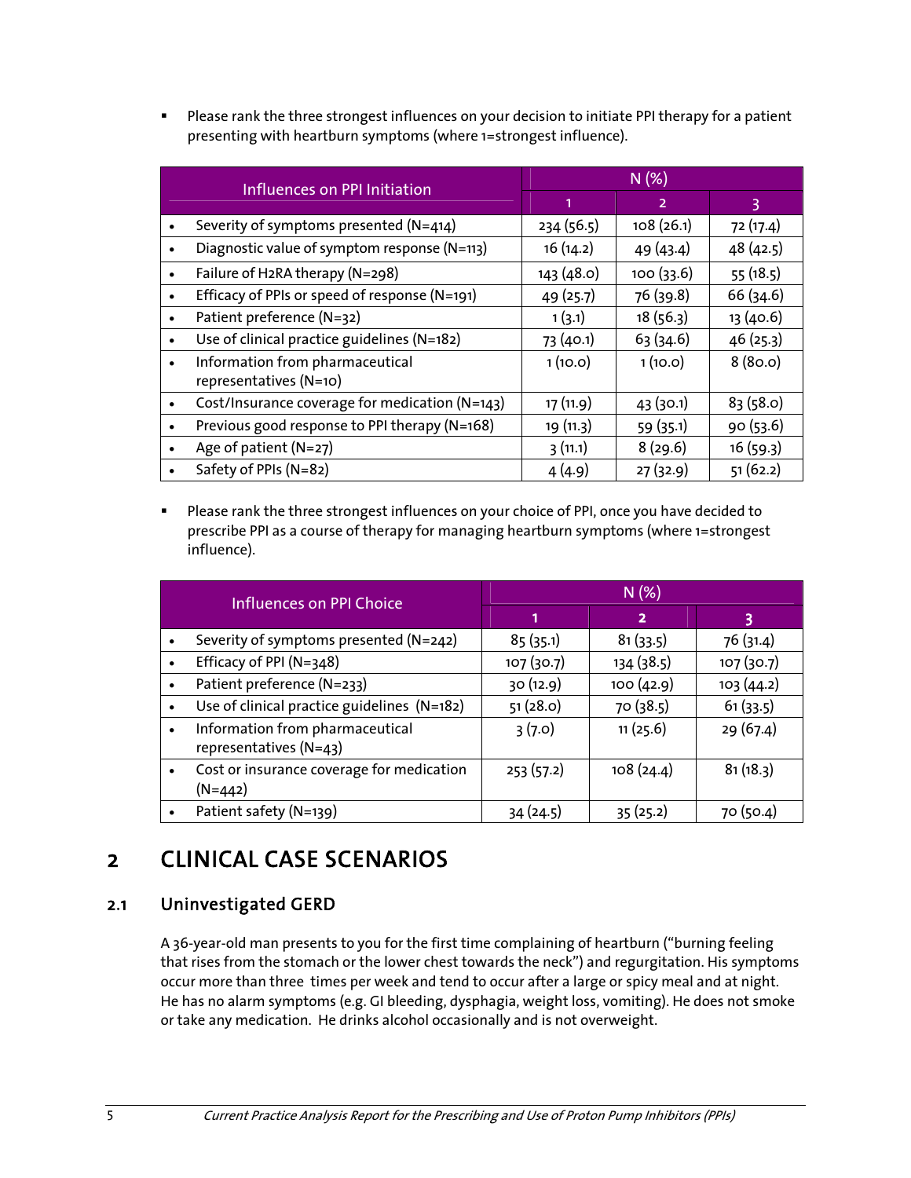- Please rank the three strongest influences on your decision to initiate PPI therapy for a patient presenting with heartburn symptoms (where 1=strongest influence).

| Influences on PPI Initiation | N (%) | | |
|---|---|---|---|
| | 1 | 2 | 3 |
| • Severity of symptoms presented (N=414) | 234 (56.5) | 108 (26.1) | 72 (17.4) |
| • Diagnostic value of symptom response (N=113) | 16 (14.2) | 49 (43.4) | 48 (42.5) |
| • Failure of H2RA therapy (N=298) | 143 (48.0) | 100 (33.6) | 55 (18.5) |
| • Efficacy of PPIs or speed of response (N=191) | 49 (25.7) | 76 (39.8) | 66 (34.6) |
| • Patient preference (N=32) | 1 (3.1) | 18 (56.3) | 13 (40.6) |
| • Use of clinical practice guidelines (N=182) | 73 (40.1) | 63 (34.6) | 46 (25.3) |
| • Information from pharmaceutical representatives (N=10) | 1 (10.0) | 1 (10.0) | 8 (80.0) |
| • Cost/Insurance coverage for medication (N=143) | 17 (11.9) | 43 (30.1) | 83 (58.0) |
| • Previous good response to PPI therapy (N=168) | 19 (11.3) | 59 (35.1) | 90 (53.6) |
| • Age of patient (N=27) | 3 (11.1) | 8 (29.6) | 16 (59.3) |
| • Safety of PPIs (N=82) | 4 (4.9) | 27 (32.9) | 51 (62.2) |

- Please rank the three strongest influences on your choice of PPI, once you have decided to prescribe PPI as a course of therapy for managing heartburn symptoms (where 1=strongest influence).

| Influences on PPI Choice | N (%) | | |
|---|---|---|---|
| | 1 | 2 | 3 |
| • Severity of symptoms presented (N=242) | 85 (35.1) | 81 (33.5) | 76 (31.4) |
| • Efficacy of PPI (N=348) | 107 (30.7) | 134 (38.5) | 107 (30.7) |
| • Patient preference (N=233) | 30 (12.9) | 100 (42.9) | 103 (44.2) |
| • Use of clinical practice guidelines (N=182) | 51 (28.0) | 70 (38.5) | 61 (33.5) |
| • Information from pharmaceutical representatives (N=43) | 3 (7.0) | 11 (25.6) | 29 (67.4) |
| • Cost or insurance coverage for medication (N=442) | 253 (57.2) | 108 (24.4) | 81 (18.3) |
| • Patient safety (N=139) | 34 (24.5) | 35 (25.2) | 70 (50.4) |

# 2 CLINICAL CASE SCENARIOS

## 2.1 Uninvestigated GERD

A 36-year-old man presents to you for the first time complaining of heartburn ("burning feeling that rises from the stomach or the lower chest towards the neck") and regurgitation. His symptoms occur more than three times per week and tend to occur after a large or spicy meal and at night. He has no alarm symptoms (e.g. GI bleeding, dysphagia, weight loss, vomiting). He does not smoke or take any medication. He drinks alcohol occasionally and is not overweight.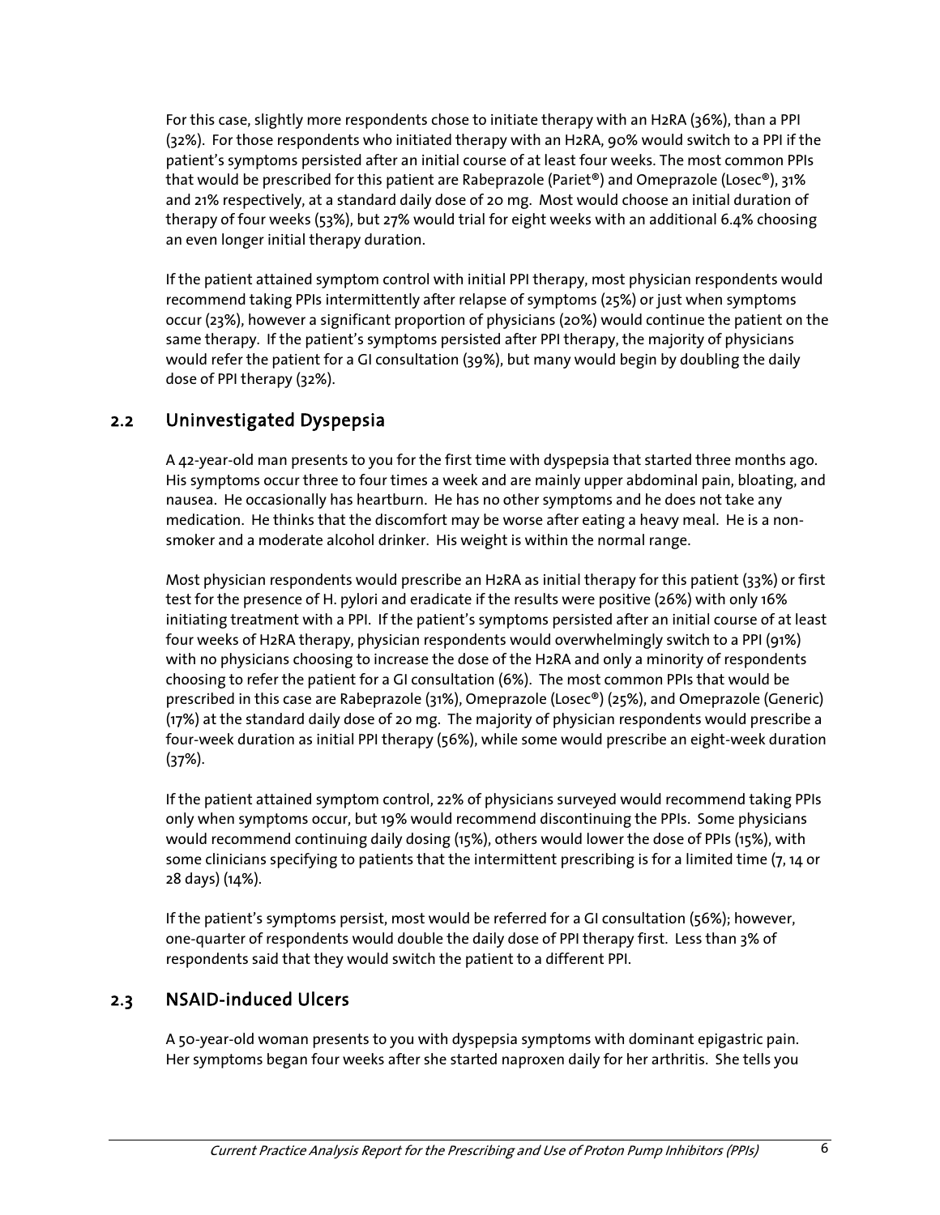For this case, slightly more respondents chose to initiate therapy with an H2RA (36%), than a PPI (32%). For those respondents who initiated therapy with an H2RA, 90% would switch to a PPI if the patient's symptoms persisted after an initial course of at least four weeks. The most common PPIs that would be prescribed for this patient are Rabeprazole (Pariet®) and Omeprazole (Losec®), 31% and 21% respectively, at a standard daily dose of 20 mg. Most would choose an initial duration of therapy of four weeks (53%), but 27% would trial for eight weeks with an additional 6.4% choosing an even longer initial therapy duration.

If the patient attained symptom control with initial PPI therapy, most physician respondents would recommend taking PPIs intermittently after relapse of symptoms (25%) or just when symptoms occur (23%), however a significant proportion of physicians (20%) would continue the patient on the same therapy. If the patient's symptoms persisted after PPI therapy, the majority of physicians would refer the patient for a GI consultation (39%), but many would begin by doubling the daily dose of PPI therapy (32%).

## 2.2 Uninvestigated Dyspepsia

A 42-year-old man presents to you for the first time with dyspepsia that started three months ago. His symptoms occur three to four times a week and are mainly upper abdominal pain, bloating, and nausea. He occasionally has heartburn. He has no other symptoms and he does not take any medication. He thinks that the discomfort may be worse after eating a heavy meal. He is a non-smoker and a moderate alcohol drinker. His weight is within the normal range.

Most physician respondents would prescribe an H2RA as initial therapy for this patient (33%) or first test for the presence of H. pylori and eradicate if the results were positive (26%) with only 16% initiating treatment with a PPI. If the patient's symptoms persisted after an initial course of at least four weeks of H2RA therapy, physician respondents would overwhelmingly switch to a PPI (91%) with no physicians choosing to increase the dose of the H2RA and only a minority of respondents choosing to refer the patient for a GI consultation (6%). The most common PPIs that would be prescribed in this case are Rabeprazole (31%), Omeprazole (Losec®) (25%), and Omeprazole (Generic) (17%) at the standard daily dose of 20 mg. The majority of physician respondents would prescribe a four-week duration as initial PPI therapy (56%), while some would prescribe an eight-week duration (37%).

If the patient attained symptom control, 22% of physicians surveyed would recommend taking PPIs only when symptoms occur, but 19% would recommend discontinuing the PPIs. Some physicians would recommend continuing daily dosing (15%), others would lower the dose of PPIs (15%), with some clinicians specifying to patients that the intermittent prescribing is for a limited time (7, 14 or 28 days) (14%).

If the patient's symptoms persist, most would be referred for a GI consultation (56%); however, one-quarter of respondents would double the daily dose of PPI therapy first. Less than 3% of respondents said that they would switch the patient to a different PPI.

## 2.3 NSAID-induced Ulcers

A 50-year-old woman presents to you with dyspepsia symptoms with dominant epigastric pain. Her symptoms began four weeks after she started naproxen daily for her arthritis. She tells you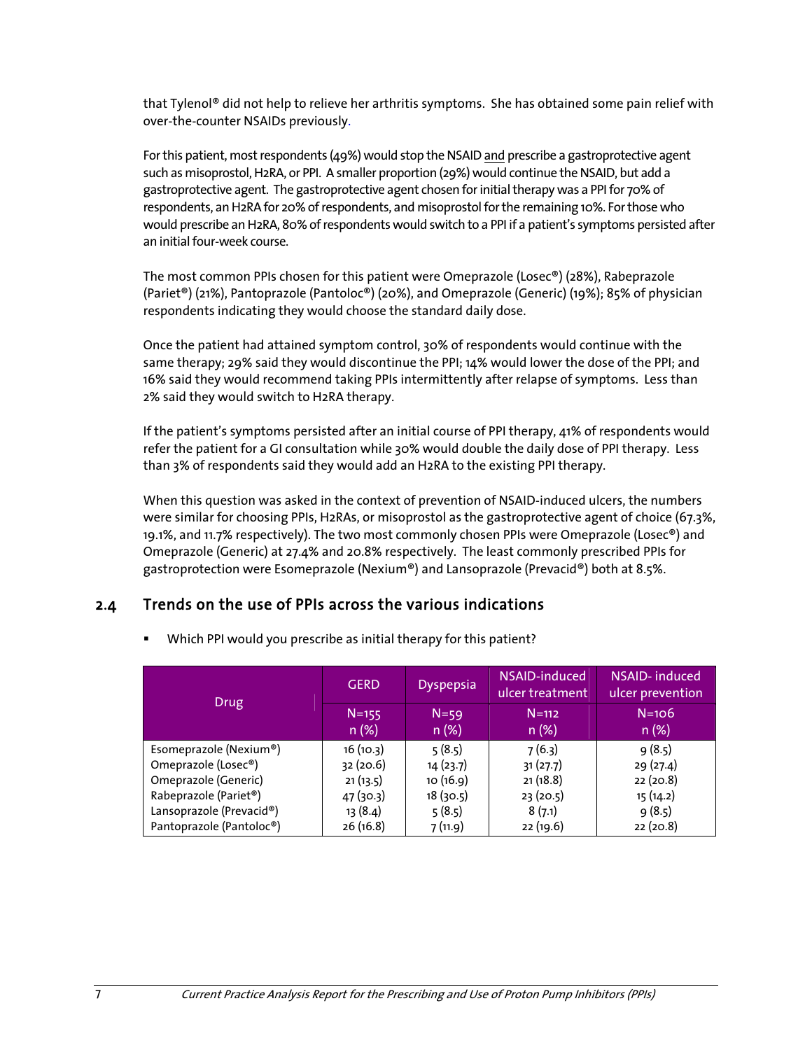that Tylenol® did not help to relieve her arthritis symptoms. She has obtained some pain relief with over-the-counter NSAIDs previously.

For this patient, most respondents (49%) would stop the NSAID and prescribe a gastroprotective agent such as misoprostol, H2RA, or PPI. A smaller proportion (29%) would continue the NSAID, but add a gastroprotective agent. The gastroprotective agent chosen for initial therapy was a PPI for 70% of respondents, an H2RA for 20% of respondents, and misoprostol for the remaining 10%. For those who would prescribe an H2RA, 80% of respondents would switch to a PPI if a patient's symptoms persisted after an initial four-week course.

The most common PPIs chosen for this patient were Omeprazole (Losec®) (28%), Rabeprazole (Pariet®) (21%), Pantoprazole (Pantoloc®) (20%), and Omeprazole (Generic) (19%); 85% of physician respondents indicating they would choose the standard daily dose.

Once the patient had attained symptom control, 30% of respondents would continue with the same therapy; 29% said they would discontinue the PPI; 14% would lower the dose of the PPI; and 16% said they would recommend taking PPIs intermittently after relapse of symptoms. Less than 2% said they would switch to H2RA therapy.

If the patient's symptoms persisted after an initial course of PPI therapy, 41% of respondents would refer the patient for a GI consultation while 30% would double the daily dose of PPI therapy. Less than 3% of respondents said they would add an H2RA to the existing PPI therapy.

When this question was asked in the context of prevention of NSAID-induced ulcers, the numbers were similar for choosing PPIs, H2RAs, or misoprostol as the gastroprotective agent of choice (67.3%, 19.1%, and 11.7% respectively). The two most commonly chosen PPIs were Omeprazole (Losec®) and Omeprazole (Generic) at 27.4% and 20.8% respectively. The least commonly prescribed PPIs for gastroprotection were Esomeprazole (Nexium®) and Lansoprazole (Prevacid®) both at 8.5%.

## 2.4 Trends on the use of PPIs across the various indications

- Which PPI would you prescribe as initial therapy for this patient?

| Drug | GERD | Dyspepsia | NSAID-induced ulcer treatment | NSAID- induced ulcer prevention |
|---|---|---|---|---|
| | N=155<br>n (%) | N=59<br>n (%) | N=112<br>n (%) | N=106<br>n (%) |
| Esomeprazole (Nexium®) | 16 (10.3) | 5 (8.5) | 7 (6.3) | 9 (8.5) |
| Omeprazole (Losec®) | 32 (20.6) | 14 (23.7) | 31 (27.7) | 29 (27.4) |
| Omeprazole (Generic) | 21 (13.5) | 10 (16.9) | 21 (18.8) | 22 (20.8) |
| Rabeprazole (Pariet®) | 47 (30.3) | 18 (30.5) | 23 (20.5) | 15 (14.2) |
| Lansoprazole (Prevacid®) | 13 (8.4) | 5 (8.5) | 8 (7.1) | 9 (8.5) |
| Pantoprazole (Pantoloc®) | 26 (16.8) | 7 (11.9) | 22 (19.6) | 22 (20.8) |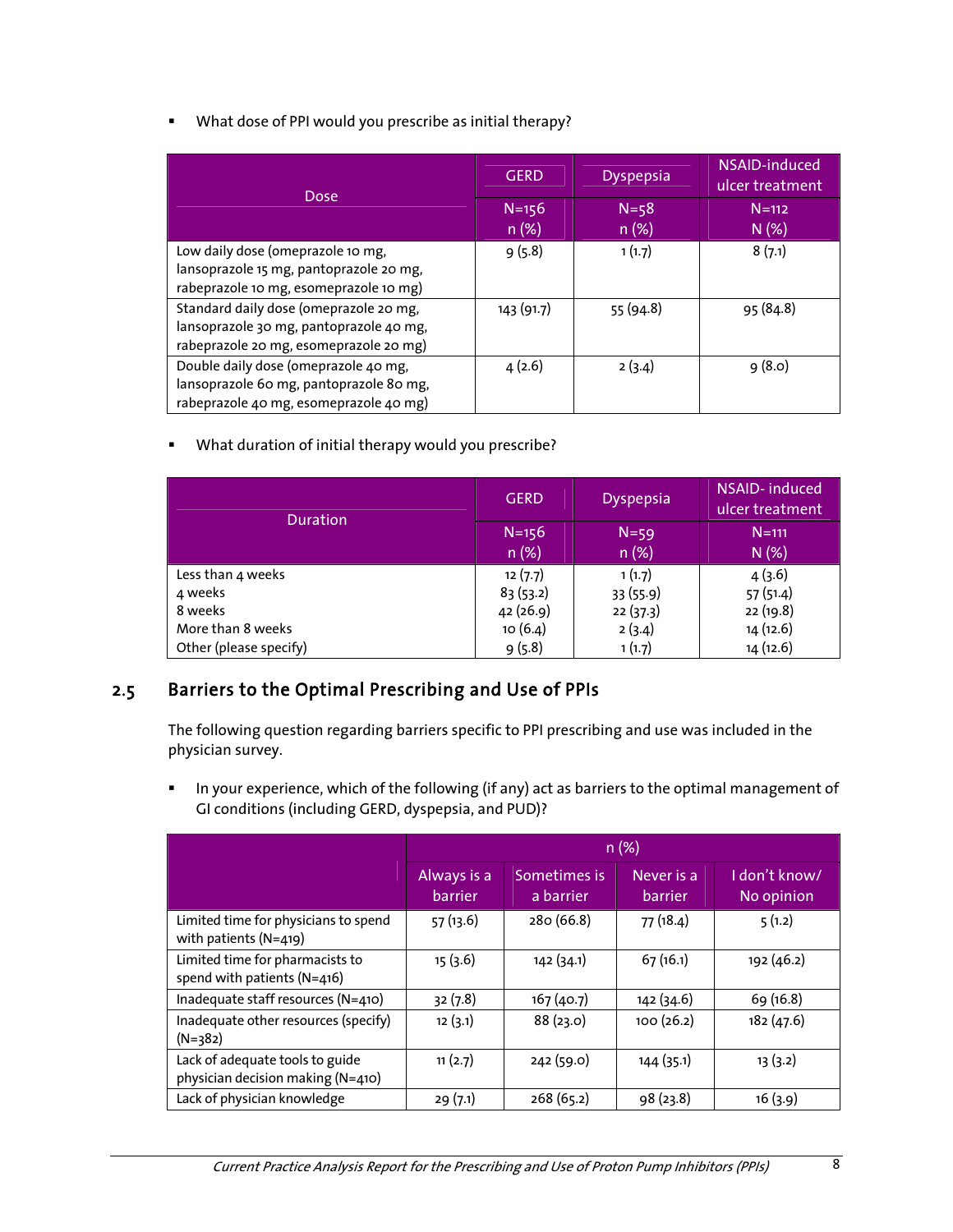- What dose of PPI would you prescribe as initial therapy?

| Dose | GERD | Dyspepsia | NSAID-induced ulcer treatment |
|---|---|---|---|
| | N=156 n (%) | N=58 n (%) | N=112 N (%) |
| Low daily dose (omeprazole 10 mg, lansoprazole 15 mg, pantoprazole 20 mg, rabeprazole 10 mg, esomeprazole 10 mg) | 9 (5.8) | 1 (1.7) | 8 (7.1) |
| Standard daily dose (omeprazole 20 mg, lansoprazole 30 mg, pantoprazole 40 mg, rabeprazole 20 mg, esomeprazole 20 mg) | 143 (91.7) | 55 (94.8) | 95 (84.8) |
| Double daily dose (omeprazole 40 mg, lansoprazole 60 mg, pantoprazole 80 mg, rabeprazole 40 mg, esomeprazole 40 mg) | 4 (2.6) | 2 (3.4) | 9 (8.0) |

- What duration of initial therapy would you prescribe?

| Duration | GERD | Dyspepsia | NSAID- induced ulcer treatment |
|---|---|---|---|
| | N=156 n (%) | N=59 n (%) | N=111 N (%) |
| Less than 4 weeks | 12 (7.7) | 1 (1.7) | 4 (3.6) |
| 4 weeks | 83 (53.2) | 33 (55.9) | 57 (51.4) |
| 8 weeks | 42 (26.9) | 22 (37.3) | 22 (19.8) |
| More than 8 weeks | 10 (6.4) | 2 (3.4) | 14 (12.6) |
| Other (please specify) | 9 (5.8) | 1 (1.7) | 14 (12.6) |

## 2.5 Barriers to the Optimal Prescribing and Use of PPIs

The following question regarding barriers specific to PPI prescribing and use was included in the physician survey.

- In your experience, which of the following (if any) act as barriers to the optimal management of GI conditions (including GERD, dyspepsia, and PUD)?

| | n (%) | | | |
|---|---|---|---|---|
| | Always is a barrier | Sometimes is a barrier | Never is a barrier | I don't know/ No opinion |
| Limited time for physicians to spend with patients (N=419) | 57 (13.6) | 280 (66.8) | 77 (18.4) | 5 (1.2) |
| Limited time for pharmacists to spend with patients (N=416) | 15 (3.6) | 142 (34.1) | 67 (16.1) | 192 (46.2) |
| Inadequate staff resources (N=410) | 32 (7.8) | 167 (40.7) | 142 (34.6) | 69 (16.8) |
| Inadequate other resources (specify) (N=382) | 12 (3.1) | 88 (23.0) | 100 (26.2) | 182 (47.6) |
| Lack of adequate tools to guide physician decision making (N=410) | 11 (2.7) | 242 (59.0) | 144 (35.1) | 13 (3.2) |
| Lack of physician knowledge | 29 (7.1) | 268 (65.2) | 98 (23.8) | 16 (3.9) |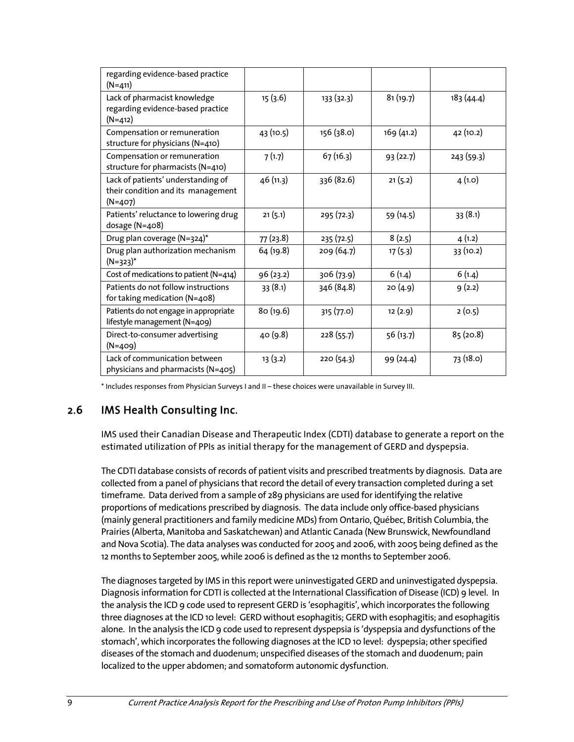| regarding evidence-based practice (N=411) | | | | |
|---|---|---|---|---|
| Lack of pharmacist knowledge regarding evidence-based practice (N=412) | 15 (3.6) | 133 (32.3) | 81 (19.7) | 183 (44.4) |
| Compensation or remuneration structure for physicians (N=410) | 43 (10.5) | 156 (38.0) | 169 (41.2) | 42 (10.2) |
| Compensation or remuneration structure for pharmacists (N=410) | 7 (1.7) | 67 (16.3) | 93 (22.7) | 243 (59.3) |
| Lack of patients' understanding of their condition and its management (N=407) | 46 (11.3) | 336 (82.6) | 21 (5.2) | 4 (1.0) |
| Patients' reluctance to lowering drug dosage (N=408) | 21 (5.1) | 295 (72.3) | 59 (14.5) | 33 (8.1) |
| Drug plan coverage (N=324)* | 77 (23.8) | 235 (72.5) | 8 (2.5) | 4 (1.2) |
| Drug plan authorization mechanism (N=323)* | 64 (19.8) | 209 (64.7) | 17 (5.3) | 33 (10.2) |
| Cost of medications to patient (N=414) | 96 (23.2) | 306 (73.9) | 6 (1.4) | 6 (1.4) |
| Patients do not follow instructions for taking medication (N=408) | 33 (8.1) | 346 (84.8) | 20 (4.9) | 9 (2.2) |
| Patients do not engage in appropriate lifestyle management (N=409) | 80 (19.6) | 315 (77.0) | 12 (2.9) | 2 (0.5) |
| Direct-to-consumer advertising (N=409) | 40 (9.8) | 228 (55.7) | 56 (13.7) | 85 (20.8) |
| Lack of communication between physicians and pharmacists (N=405) | 13 (3.2) | 220 (54.3) | 99 (24.4) | 73 (18.0) |

* Includes responses from Physician Surveys I and II – these choices were unavailable in Survey III.

## 2.6 IMS Health Consulting Inc.

IMS used their Canadian Disease and Therapeutic Index (CDTI) database to generate a report on the estimated utilization of PPIs as initial therapy for the management of GERD and dyspepsia.

The CDTI database consists of records of patient visits and prescribed treatments by diagnosis. Data are collected from a panel of physicians that record the detail of every transaction completed during a set timeframe. Data derived from a sample of 289 physicians are used for identifying the relative proportions of medications prescribed by diagnosis. The data include only office-based physicians (mainly general practitioners and family medicine MDs) from Ontario, Québec, British Columbia, the Prairies (Alberta, Manitoba and Saskatchewan) and Atlantic Canada (New Brunswick, Newfoundland and Nova Scotia). The data analyses was conducted for 2005 and 2006, with 2005 being defined as the 12 months to September 2005, while 2006 is defined as the 12 months to September 2006.

The diagnoses targeted by IMS in this report were uninvestigated GERD and uninvestigated dyspepsia. Diagnosis information for CDTI is collected at the International Classification of Disease (ICD) 9 level. In the analysis the ICD 9 code used to represent GERD is 'esophagitis', which incorporates the following three diagnoses at the ICD 10 level: GERD without esophagitis; GERD with esophagitis; and esophagitis alone. In the analysis the ICD 9 code used to represent dyspepsia is 'dyspepsia and dysfunctions of the stomach', which incorporates the following diagnoses at the ICD 10 level: dyspepsia; other specified diseases of the stomach and duodenum; unspecified diseases of the stomach and duodenum; pain localized to the upper abdomen; and somatoform autonomic dysfunction.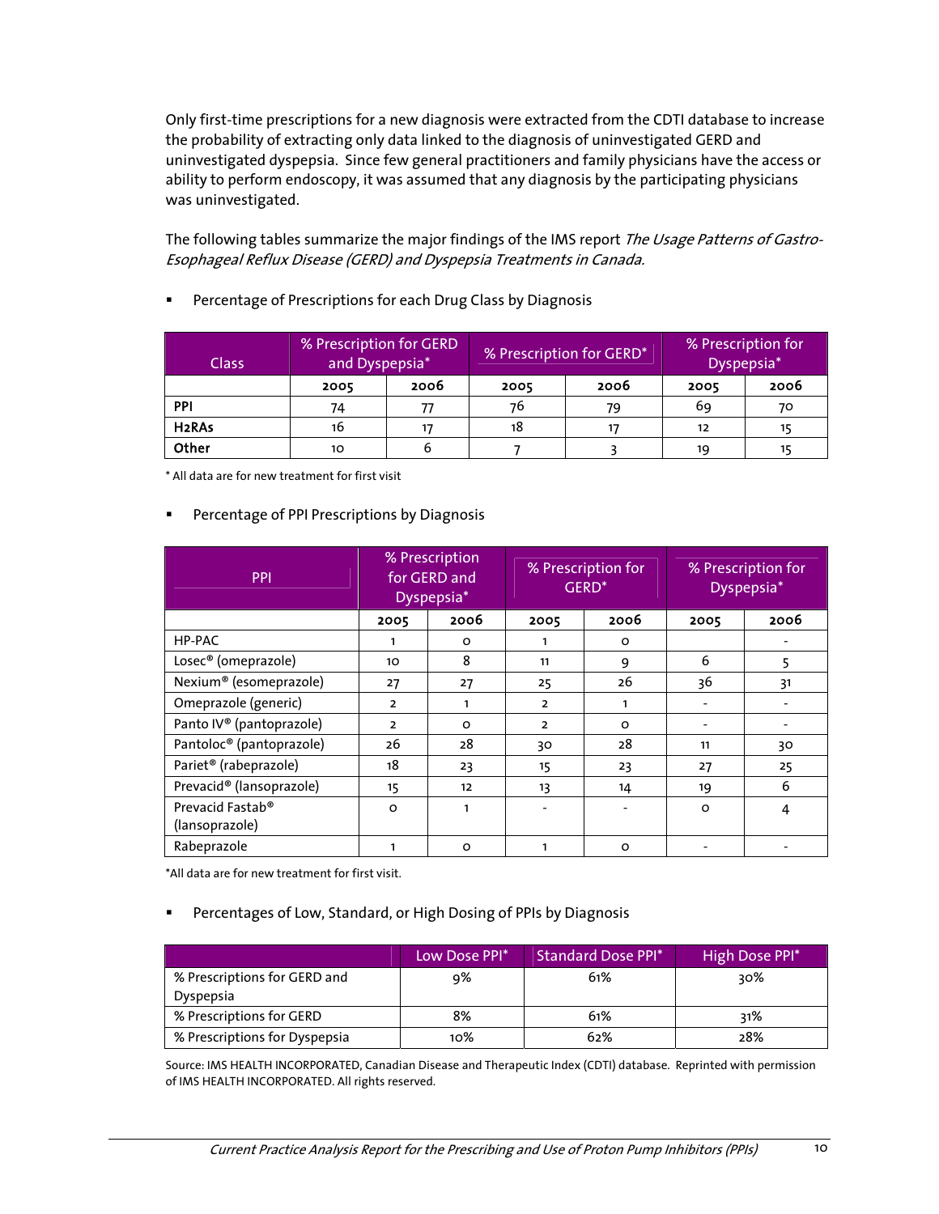Only first-time prescriptions for a new diagnosis were extracted from the CDTI database to increase the probability of extracting only data linked to the diagnosis of uninvestigated GERD and uninvestigated dyspepsia. Since few general practitioners and family physicians have the access or ability to perform endoscopy, it was assumed that any diagnosis by the participating physicians was uninvestigated.

The following tables summarize the major findings of the IMS report *The Usage Patterns of Gastro-Esophageal Reflux Disease (GERD) and Dyspepsia Treatments in Canada.*

- Percentage of Prescriptions for each Drug Class by Diagnosis

| Class | % Prescription for GERD and Dyspepsia* | | % Prescription for GERD* | | % Prescription for Dyspepsia* | |
|---|---|---|---|---|---|---|
| | 2005 | 2006 | 2005 | 2006 | 2005 | 2006 |
| **PPI** | 74 | 77 | 76 | 79 | 69 | 70 |
| **H2RAs** | 16 | 17 | 18 | 17 | 12 | 15 |
| **Other** | 10 | 6 | 7 | 3 | 19 | 15 |

\* All data are for new treatment for first visit

- Percentage of PPI Prescriptions by Diagnosis

| PPI | % Prescription for GERD and Dyspepsia* | | % Prescription for GERD* | | % Prescription for Dyspepsia* | |
|---|---|---|---|---|---|---|
| | 2005 | 2006 | 2005 | 2006 | 2005 | 2006 |
| HP-PAC | 1 | 0 | 1 | 0 | | - |
| Losec® (omeprazole) | 10 | 8 | 11 | 9 | 6 | 5 |
| Nexium® (esomeprazole) | 27 | 27 | 25 | 26 | 36 | 31 |
| Omeprazole (generic) | 2 | 1 | 2 | 1 | - | - |
| Panto IV® (pantoprazole) | 2 | 0 | 2 | 0 | - | - |
| Pantoloc® (pantoprazole) | 26 | 28 | 30 | 28 | 11 | 30 |
| Pariet® (rabeprazole) | 18 | 23 | 15 | 23 | 27 | 25 |
| Prevacid® (lansoprazole) | 15 | 12 | 13 | 14 | 19 | 6 |
| Prevacid Fastab® (lansoprazole) | 0 | 1 | - | - | 0 | 4 |
| Rabeprazole | 1 | 0 | 1 | 0 | - | - |

\*All data are for new treatment for first visit.

- Percentages of Low, Standard, or High Dosing of PPIs by Diagnosis

| | Low Dose PPI* | Standard Dose PPI* | High Dose PPI* |
|---|---|---|---|
| % Prescriptions for GERD and Dyspepsia | 9% | 61% | 30% |
| % Prescriptions for GERD | 8% | 61% | 31% |
| % Prescriptions for Dyspepsia | 10% | 62% | 28% |

Source: IMS HEALTH INCORPORATED, Canadian Disease and Therapeutic Index (CDTI) database. Reprinted with permission of IMS HEALTH INCORPORATED. All rights reserved.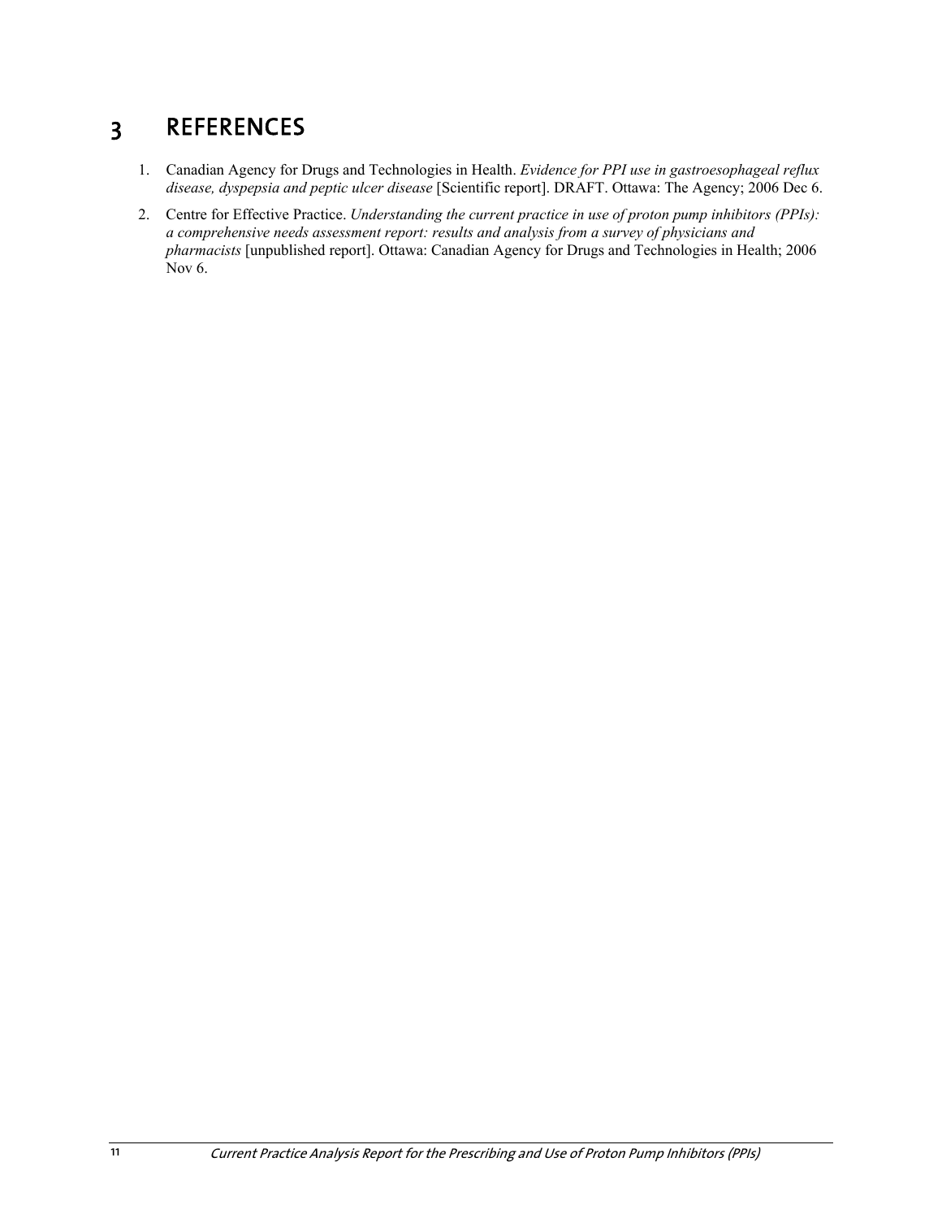# 3 REFERENCES

1. Canadian Agency for Drugs and Technologies in Health. *Evidence for PPI use in gastroesophageal reflux disease, dyspepsia and peptic ulcer disease* [Scientific report]. DRAFT. Ottawa: The Agency; 2006 Dec 6.
2. Centre for Effective Practice. *Understanding the current practice in use of proton pump inhibitors (PPIs): a comprehensive needs assessment report: results and analysis from a survey of physicians and pharmacists* [unpublished report]. Ottawa: Canadian Agency for Drugs and Technologies in Health; 2006 Nov 6.